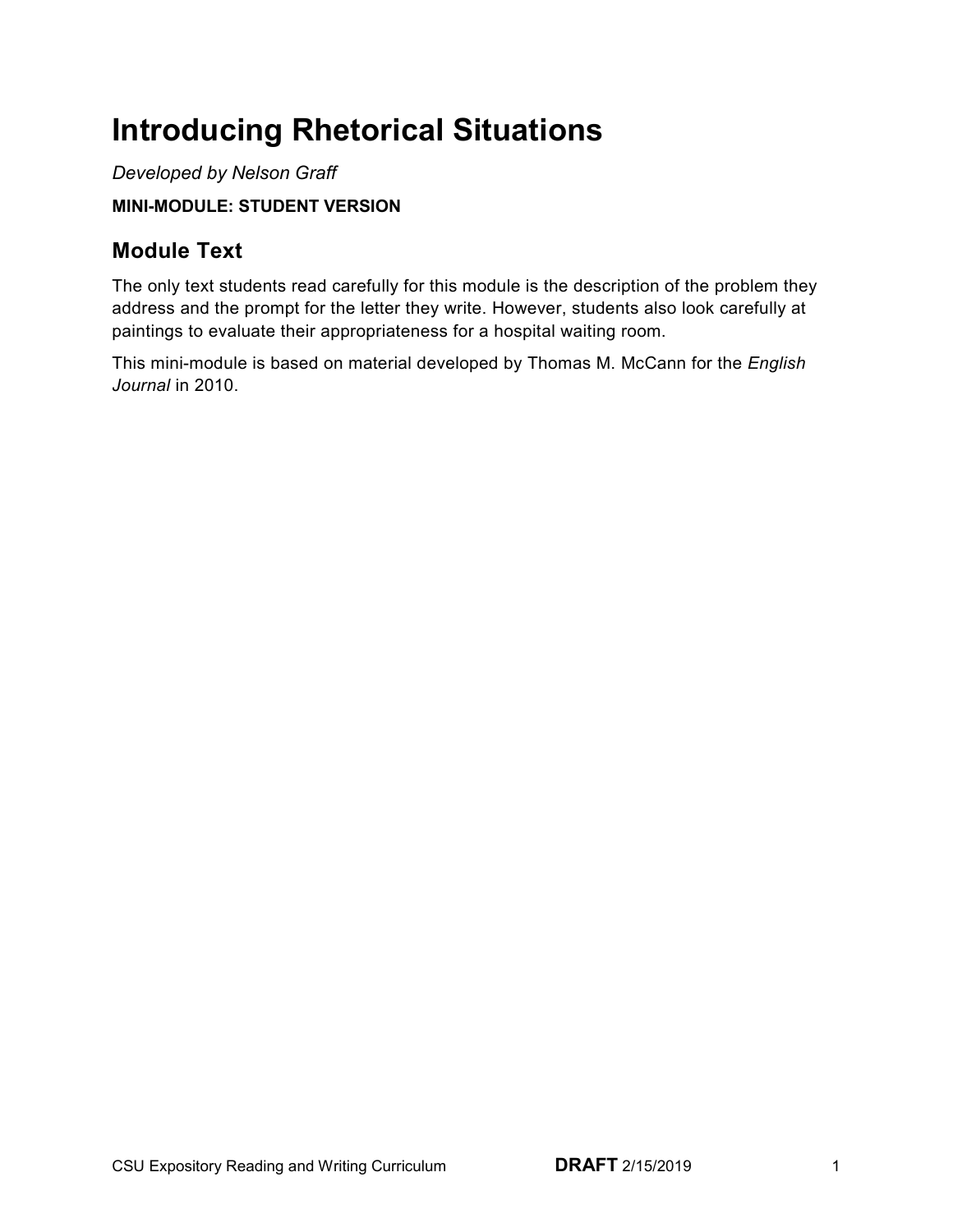# Introducing Rhetorical Situations

*Developed by Nelson Graff*

**MINI-MODULE: STUDENT VERSION**

## Module Text

The only text students read carefully for this module is the description of the problem they address and the prompt for the letter they write. However, students also look carefully at paintings to evaluate their appropriateness for a hospital waiting room.

This mini-module is based on material developed by Thomas M. McCann for the *English Journal* in 2010.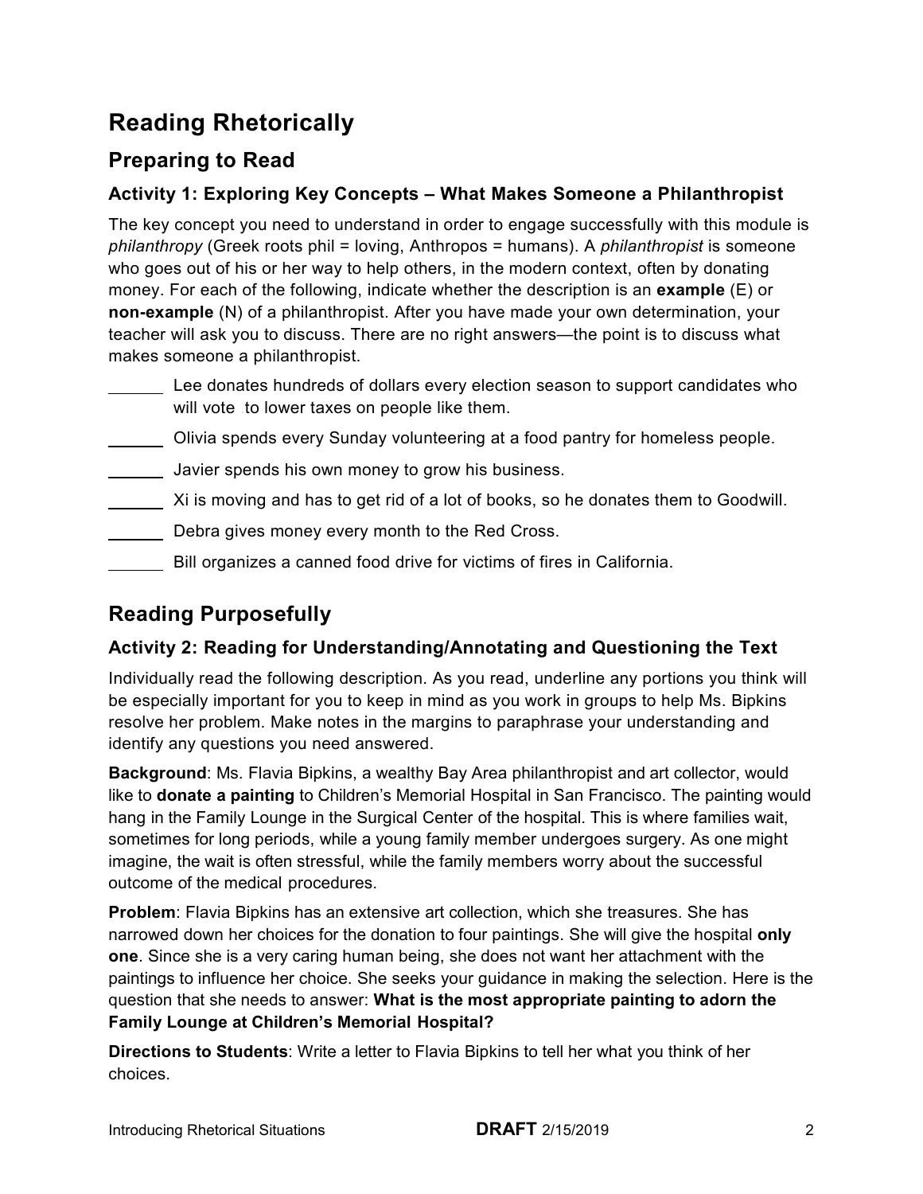# Reading Rhetorically

## Preparing to Read

### Activity 1: Exploring Key Concepts – What Makes Someone a Philanthropist

The key concept you need to understand in order to engage successfully with this module is *philanthropy* (Greek roots phil = loving, Anthropos = humans). A *philanthropist* is someone who goes out of his or her way to help others, in the modern context, often by donating money. For each of the following, indicate whether the description is an **example** (E) or **non-example** (N) of a philanthropist. After you have made your own determination, your teacher will ask you to discuss. There are no right answers—the point is to discuss what makes someone a philanthropist.

______ Lee donates hundreds of dollars every election season to support candidates who will vote to lower taxes on people like them.

______ Olivia spends every Sunday volunteering at a food pantry for homeless people.

______ Javier spends his own money to grow his business.

______ Xi is moving and has to get rid of a lot of books, so he donates them to Goodwill.

______ Debra gives money every month to the Red Cross.

______ Bill organizes a canned food drive for victims of fires in California.

## Reading Purposefully

### Activity 2: Reading for Understanding/Annotating and Questioning the Text

Individually read the following description. As you read, underline any portions you think will be especially important for you to keep in mind as you work in groups to help Ms. Bipkins resolve her problem. Make notes in the margins to paraphrase your understanding and identify any questions you need answered.

**Background**: Ms. Flavia Bipkins, a wealthy Bay Area philanthropist and art collector, would like to **donate a painting** to Children's Memorial Hospital in San Francisco. The painting would hang in the Family Lounge in the Surgical Center of the hospital. This is where families wait, sometimes for long periods, while a young family member undergoes surgery. As one might imagine, the wait is often stressful, while the family members worry about the successful outcome of the medical procedures.

**Problem**: Flavia Bipkins has an extensive art collection, which she treasures. She has narrowed down her choices for the donation to four paintings. She will give the hospital **only one**. Since she is a very caring human being, she does not want her attachment with the paintings to influence her choice. She seeks your guidance in making the selection. Here is the question that she needs to answer: **What is the most appropriate painting to adorn the Family Lounge at Children's Memorial Hospital?**

**Directions to Students**: Write a letter to Flavia Bipkins to tell her what you think of her choices.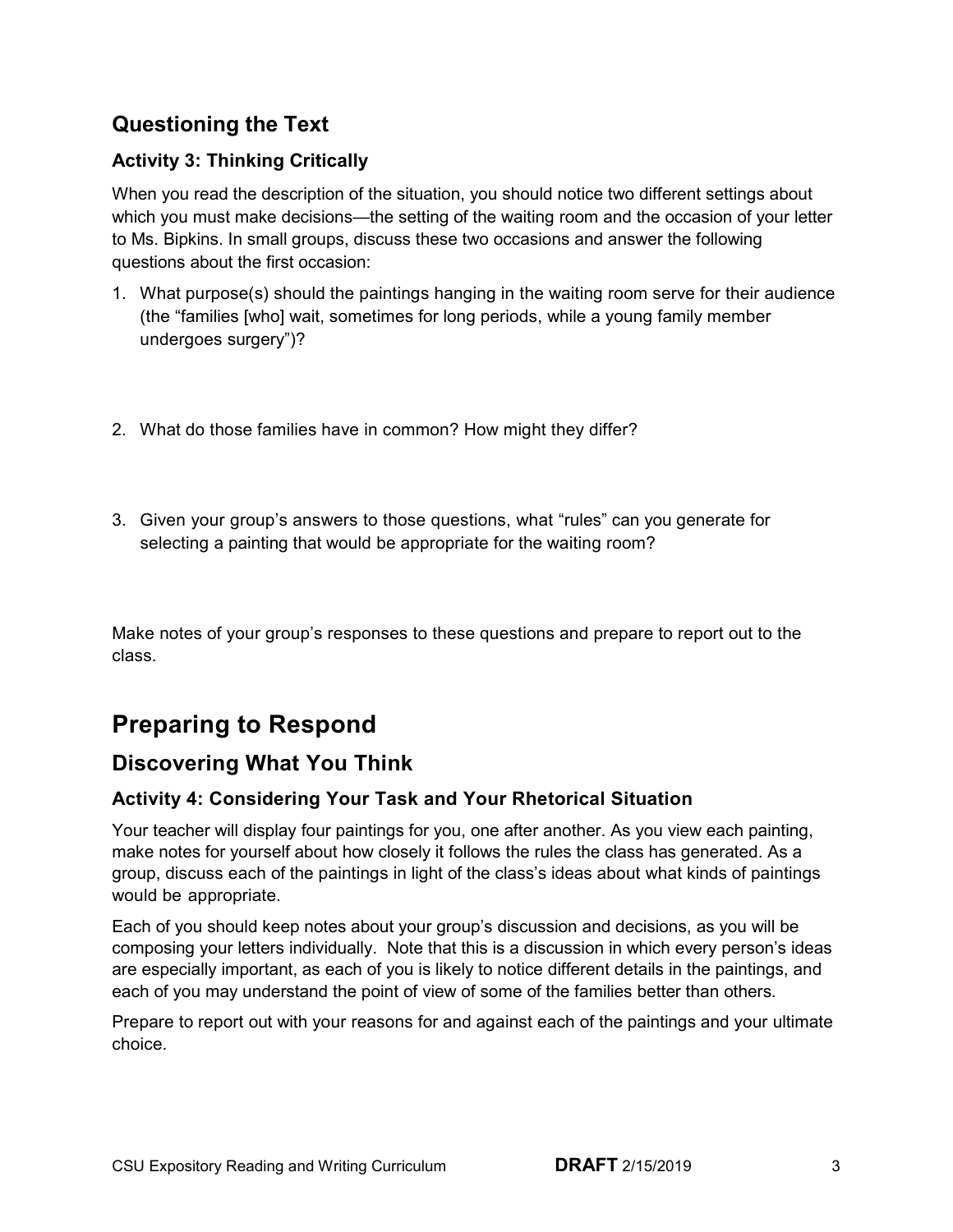## Questioning the Text

### Activity 3: Thinking Critically

When you read the description of the situation, you should notice two different settings about which you must make decisions—the setting of the waiting room and the occasion of your letter to Ms. Bipkins. In small groups, discuss these two occasions and answer the following questions about the first occasion:

1. What purpose(s) should the paintings hanging in the waiting room serve for their audience (the "families [who] wait, sometimes for long periods, while a young family member undergoes surgery")?

2. What do those families have in common? How might they differ?

3. Given your group's answers to those questions, what "rules" can you generate for selecting a painting that would be appropriate for the waiting room?

Make notes of your group's responses to these questions and prepare to report out to the class.

# Preparing to Respond

## Discovering What You Think

### Activity 4: Considering Your Task and Your Rhetorical Situation

Your teacher will display four paintings for you, one after another. As you view each painting, make notes for yourself about how closely it follows the rules the class has generated. As a group, discuss each of the paintings in light of the class's ideas about what kinds of paintings would be appropriate.

Each of you should keep notes about your group's discussion and decisions, as you will be composing your letters individually. Note that this is a discussion in which every person's ideas are especially important, as each of you is likely to notice different details in the paintings, and each of you may understand the point of view of some of the families better than others.

Prepare to report out with your reasons for and against each of the paintings and your ultimate choice.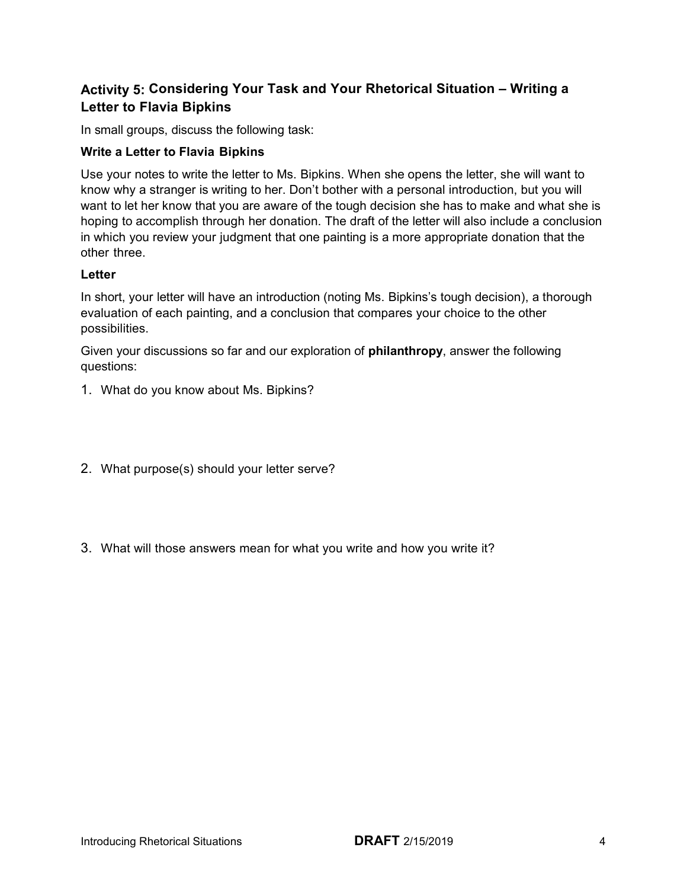## Activity 5: Considering Your Task and Your Rhetorical Situation – Writing a Letter to Flavia Bipkins

In small groups, discuss the following task:

**Write a Letter to Flavia Bipkins**

Use your notes to write the letter to Ms. Bipkins. When she opens the letter, she will want to know why a stranger is writing to her. Don't bother with a personal introduction, but you will want to let her know that you are aware of the tough decision she has to make and what she is hoping to accomplish through her donation. The draft of the letter will also include a conclusion in which you review your judgment that one painting is a more appropriate donation that the other three.

**Letter**

In short, your letter will have an introduction (noting Ms. Bipkins's tough decision), a thorough evaluation of each painting, and a conclusion that compares your choice to the other possibilities.

Given your discussions so far and our exploration of **philanthropy**, answer the following questions:

1. What do you know about Ms. Bipkins?

2. What purpose(s) should your letter serve?

3. What will those answers mean for what you write and how you write it?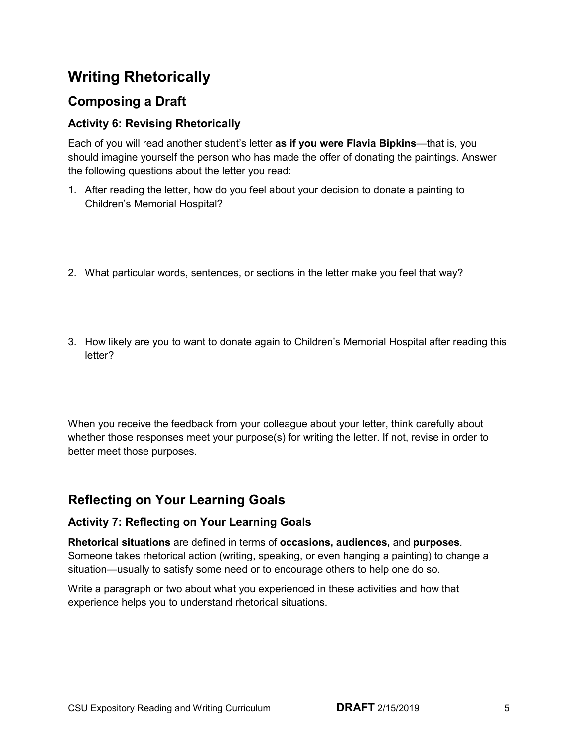# Writing Rhetorically

## Composing a Draft

### Activity 6: Revising Rhetorically

Each of you will read another student's letter **as if you were Flavia Bipkins**—that is, you should imagine yourself the person who has made the offer of donating the paintings. Answer the following questions about the letter you read:

1. After reading the letter, how do you feel about your decision to donate a painting to Children's Memorial Hospital?
2. What particular words, sentences, or sections in the letter make you feel that way?
3. How likely are you to want to donate again to Children's Memorial Hospital after reading this letter?

When you receive the feedback from your colleague about your letter, think carefully about whether those responses meet your purpose(s) for writing the letter. If not, revise in order to better meet those purposes.

## Reflecting on Your Learning Goals

### Activity 7: Reflecting on Your Learning Goals

**Rhetorical situations** are defined in terms of **occasions, audiences,** and **purposes***.* Someone takes rhetorical action (writing, speaking, or even hanging a painting) to change a situation—usually to satisfy some need or to encourage others to help one do so.

Write a paragraph or two about what you experienced in these activities and how that experience helps you to understand rhetorical situations.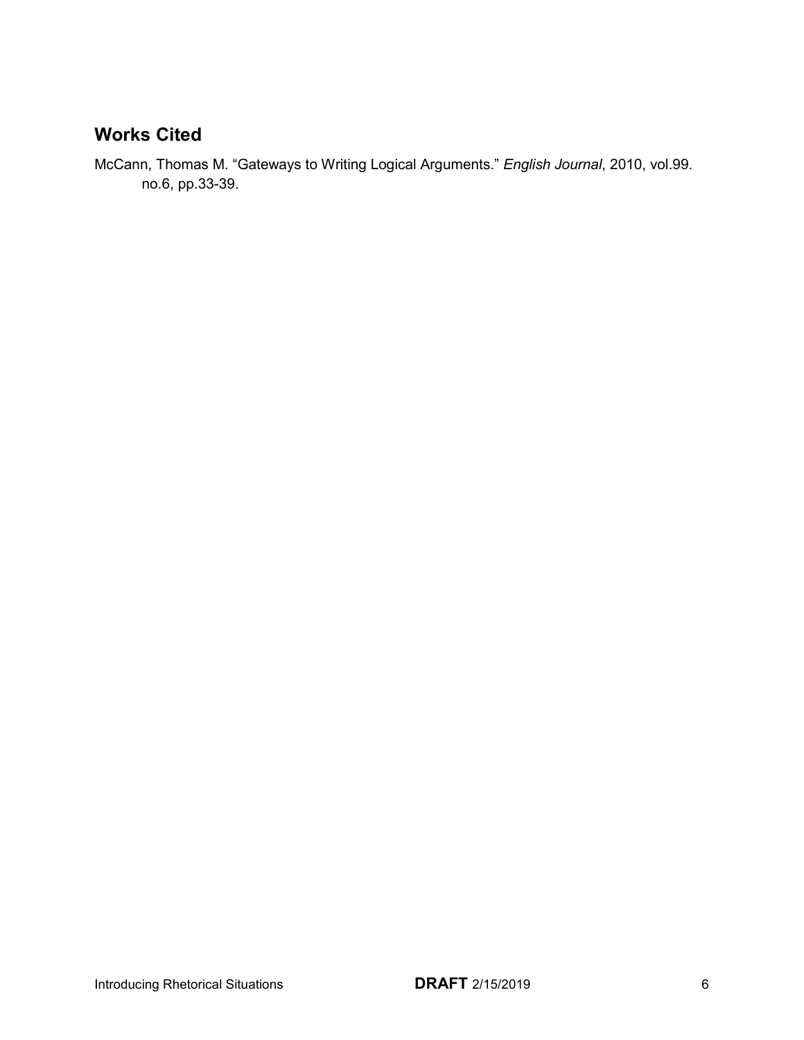## Works Cited

McCann, Thomas M. “Gateways to Writing Logical Arguments.” *English Journal*, 2010, vol.99. no.6, pp.33-39.